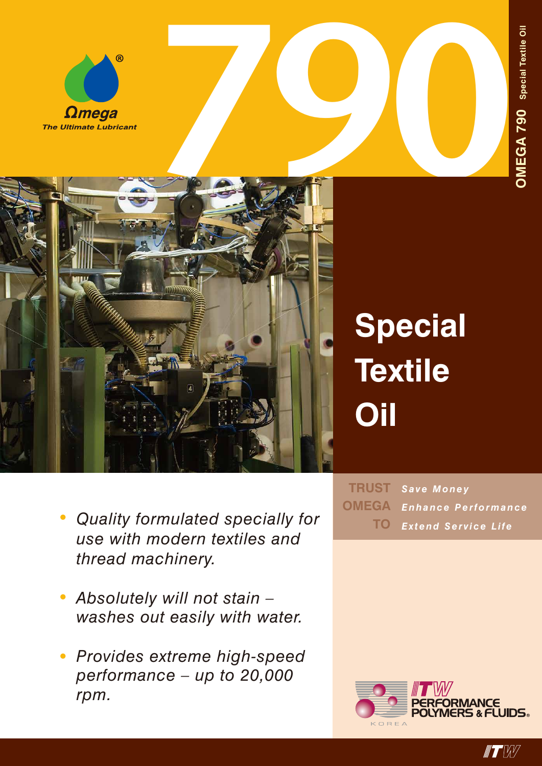Ωmega®

*The Ultimate Lubricant*

# 790

OMEGA 790 Special Textile Oil

# Special Textile Oil

**TRUST OMEGA TO**

*Save Money*

*Enhance Performance*

*Extend Service Life*

- *Quality formulated specially for use with modern textiles and thread machinery.*
- *Absolutely will not stain – washes out easily with water.*
- *Provides extreme high-speed performance – up to 20,000 rpm.*

ITW PERFORMANCE POLYMERS & FLUIDS® KOREA

ITW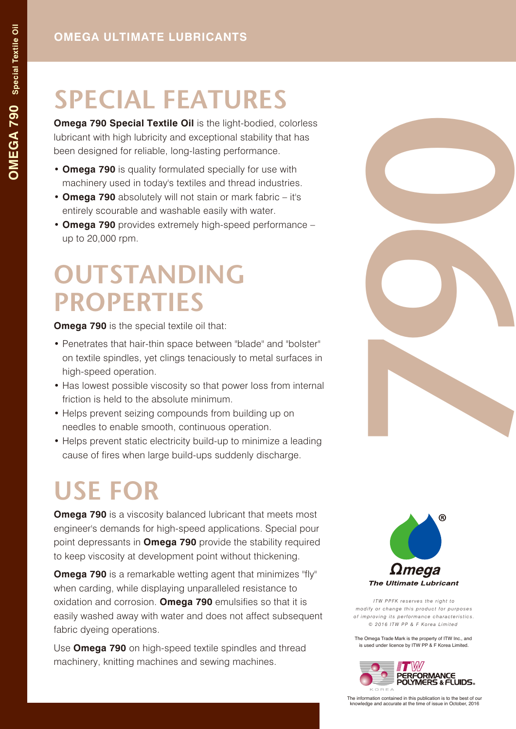OMEGA ULTIMATE LUBRICANTS

# SPECIAL FEATURES

**Omega 790 Special Textile Oil** is the light-bodied, colorless lubricant with high lubricity and exceptional stability that has been designed for reliable, long-lasting performance.

- **Omega 790** is quality formulated specially for use with machinery used in today's textiles and thread industries.
- **Omega 790** absolutely will not stain or mark fabric – it's entirely scourable and washable easily with water.
- **Omega 790** provides extremely high-speed performance – up to 20,000 rpm.

# OUTSTANDING PROPERTIES

**Omega 790** is the special textile oil that:

- Penetrates that hair-thin space between "blade" and "bolster" on textile spindles, yet clings tenaciously to metal surfaces in high-speed operation.
- Has lowest possible viscosity so that power loss from internal friction is held to the absolute minimum.
- Helps prevent seizing compounds from building up on needles to enable smooth, continuous operation.
- Helps prevent static electricity build-up to minimize a leading cause of fires when large build-ups suddenly discharge.

# USE FOR

**Omega 790** is a viscosity balanced lubricant that meets most engineer's demands for high-speed applications. Special pour point depressants in **Omega 790** provide the stability required to keep viscosity at development point without thickening.

**Omega 790** is a remarkable wetting agent that minimizes "fly" when carding, while displaying unparalleled resistance to oxidation and corrosion. **Omega 790** emulsifies so that it is easily washed away with water and does not affect subsequent fabric dyeing operations.

Use **Omega 790** on high-speed textile spindles and thread machinery, knitting machines and sewing machines.

Ωmega®
*The Ultimate Lubricant*

*ITW PPFK reserves the right to modify or change this product for purposes of improving its performance characteristics. © 2016 ITW PP & F Korea Limited*

The Omega Trade Mark is the property of ITW Inc., and is used under licence by ITW PP & F Korea Limited.

ITW PERFORMANCE POLYMERS & FLUIDS KOREA

The information contained in this publication is to the best of our knowledge and accurate at the time of issue in October, 2016